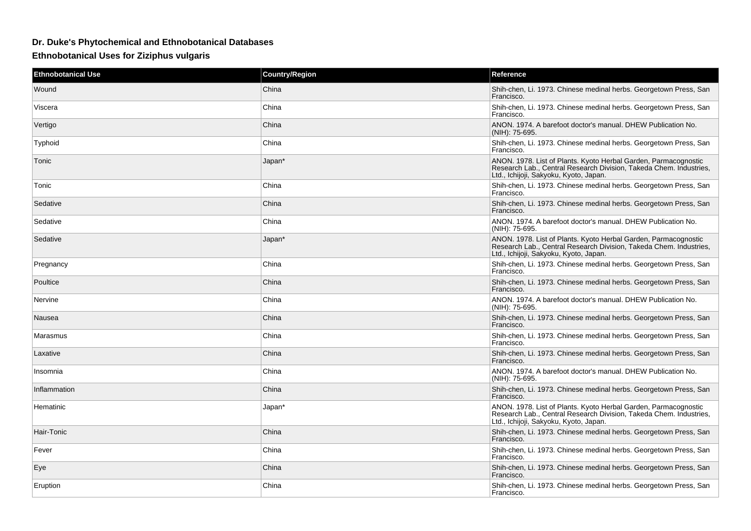# Dr. Duke's Phytochemical and Ethnobotanical Databases

## Ethnobotanical Uses for Ziziphus vulgaris

| Ethnobotanical Use | Country/Region | Reference |
| --- | --- | --- |
| Wound | China | Shih-chen, Li. 1973. Chinese medinal herbs. Georgetown Press, San Francisco. |
| Viscera | China | Shih-chen, Li. 1973. Chinese medinal herbs. Georgetown Press, San Francisco. |
| Vertigo | China | ANON. 1974. A barefoot doctor's manual. DHEW Publication No. (NIH): 75-695. |
| Typhoid | China | Shih-chen, Li. 1973. Chinese medinal herbs. Georgetown Press, San Francisco. |
| Tonic | Japan* | ANON. 1978. List of Plants. Kyoto Herbal Garden, Parmacognostic Research Lab., Central Research Division, Takeda Chem. Industries, Ltd., Ichijoji, Sakyoku, Kyoto, Japan. |
| Tonic | China | Shih-chen, Li. 1973. Chinese medinal herbs. Georgetown Press, San Francisco. |
| Sedative | China | Shih-chen, Li. 1973. Chinese medinal herbs. Georgetown Press, San Francisco. |
| Sedative | China | ANON. 1974. A barefoot doctor's manual. DHEW Publication No. (NIH): 75-695. |
| Sedative | Japan* | ANON. 1978. List of Plants. Kyoto Herbal Garden, Parmacognostic Research Lab., Central Research Division, Takeda Chem. Industries, Ltd., Ichijoji, Sakyoku, Kyoto, Japan. |
| Pregnancy | China | Shih-chen, Li. 1973. Chinese medinal herbs. Georgetown Press, San Francisco. |
| Poultice | China | Shih-chen, Li. 1973. Chinese medinal herbs. Georgetown Press, San Francisco. |
| Nervine | China | ANON. 1974. A barefoot doctor's manual. DHEW Publication No. (NIH): 75-695. |
| Nausea | China | Shih-chen, Li. 1973. Chinese medinal herbs. Georgetown Press, San Francisco. |
| Marasmus | China | Shih-chen, Li. 1973. Chinese medinal herbs. Georgetown Press, San Francisco. |
| Laxative | China | Shih-chen, Li. 1973. Chinese medinal herbs. Georgetown Press, San Francisco. |
| Insomnia | China | ANON. 1974. A barefoot doctor's manual. DHEW Publication No. (NIH): 75-695. |
| Inflammation | China | Shih-chen, Li. 1973. Chinese medinal herbs. Georgetown Press, San Francisco. |
| Hematinic | Japan* | ANON. 1978. List of Plants. Kyoto Herbal Garden, Parmacognostic Research Lab., Central Research Division, Takeda Chem. Industries, Ltd., Ichijoji, Sakyoku, Kyoto, Japan. |
| Hair-Tonic | China | Shih-chen, Li. 1973. Chinese medinal herbs. Georgetown Press, San Francisco. |
| Fever | China | Shih-chen, Li. 1973. Chinese medinal herbs. Georgetown Press, San Francisco. |
| Eye | China | Shih-chen, Li. 1973. Chinese medinal herbs. Georgetown Press, San Francisco. |
| Eruption | China | Shih-chen, Li. 1973. Chinese medinal herbs. Georgetown Press, San Francisco. |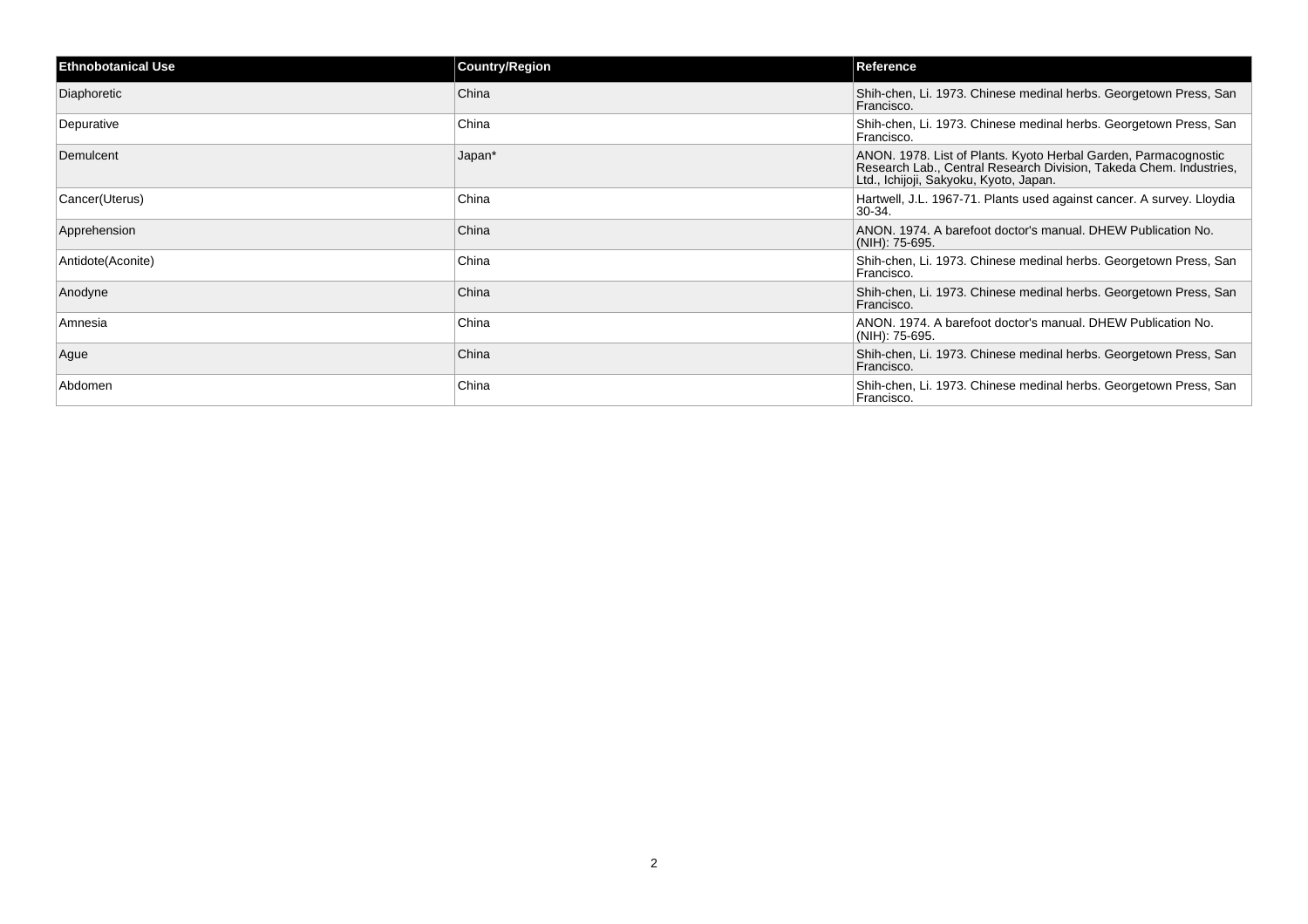| Ethnobotanical Use | Country/Region | Reference |
| --- | --- | --- |
| Diaphoretic | China | Shih-chen, Li. 1973. Chinese medinal herbs. Georgetown Press, San Francisco. |
| Depurative | China | Shih-chen, Li. 1973. Chinese medinal herbs. Georgetown Press, San Francisco. |
| Demulcent | Japan* | ANON. 1978. List of Plants. Kyoto Herbal Garden, Parmacognostic Research Lab., Central Research Division, Takeda Chem. Industries, Ltd., Ichijoji, Sakyoku, Kyoto, Japan. |
| Cancer(Uterus) | China | Hartwell, J.L. 1967-71. Plants used against cancer. A survey. Lloydia 30-34. |
| Apprehension | China | ANON. 1974. A barefoot doctor's manual. DHEW Publication No. (NIH): 75-695. |
| Antidote(Aconite) | China | Shih-chen, Li. 1973. Chinese medinal herbs. Georgetown Press, San Francisco. |
| Anodyne | China | Shih-chen, Li. 1973. Chinese medinal herbs. Georgetown Press, San Francisco. |
| Amnesia | China | ANON. 1974. A barefoot doctor's manual. DHEW Publication No. (NIH): 75-695. |
| Ague | China | Shih-chen, Li. 1973. Chinese medinal herbs. Georgetown Press, San Francisco. |
| Abdomen | China | Shih-chen, Li. 1973. Chinese medinal herbs. Georgetown Press, San Francisco. |